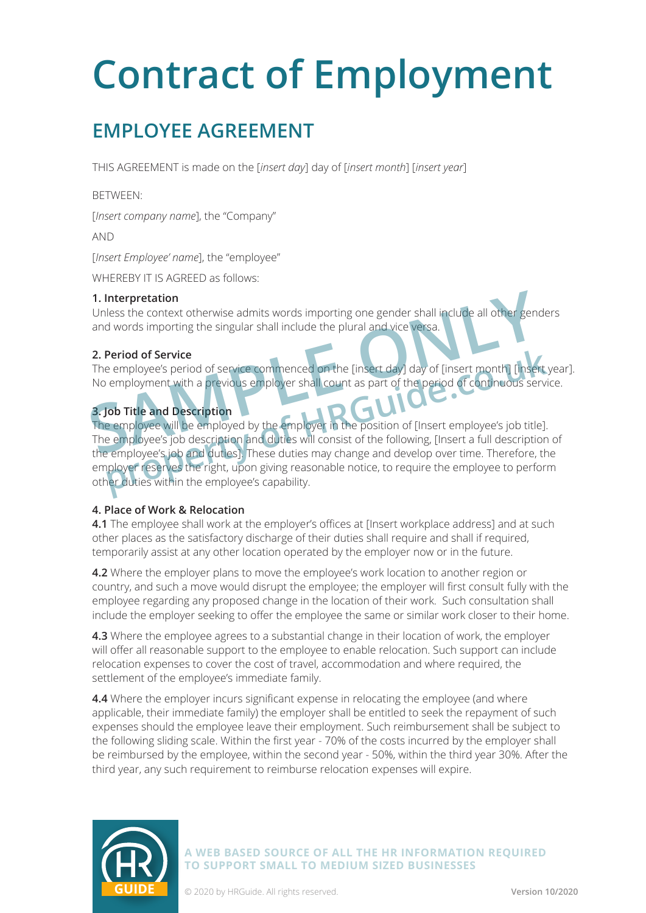# Contract of Employment

## EMPLOYEE AGREEMENT

THIS AGREEMENT is made on the [*insert day*] day of [*insert month*] [*insert year*]

BETWEEN:

[*Insert company name*], the "Company"

AND

[*Insert Employee' name*], the "employee"

WHEREBY IT IS AGREED as follows:

**1. Interpretation**
Unless the context otherwise admits words importing one gender shall include all other genders and words importing the singular shall include the plural and vice versa.

**2. Period of Service**
The employee's period of service commenced on the [insert day] day of [insert month] [insert year]. No employment with a previous employer shall count as part of the period of continuous service.

**3. Job Title and Description**
The employee will be employed by the employer in the position of [Insert employee's job title]. The employee's job description and duties will consist of the following, [Insert a full description of the employee's job and duties]. These duties may change and develop over time. Therefore, the employer reserves the right, upon giving reasonable notice, to require the employee to perform other duties within the employee's capability.

**4. Place of Work & Relocation**
**4.1** The employee shall work at the employer's offices at [Insert workplace address] and at such other places as the satisfactory discharge of their duties shall require and shall if required, temporarily assist at any other location operated by the employer now or in the future.

**4.2** Where the employer plans to move the employee's work location to another region or country, and such a move would disrupt the employee; the employer will first consult fully with the employee regarding any proposed change in the location of their work. Such consultation shall include the employer seeking to offer the employee the same or similar work closer to their home.

**4.3** Where the employee agrees to a substantial change in their location of work, the employer will offer all reasonable support to the employee to enable relocation. Such support can include relocation expenses to cover the cost of travel, accommodation and where required, the settlement of the employee's immediate family.

**4.4** Where the employer incurs significant expense in relocating the employee (and where applicable, their immediate family) the employer shall be entitled to seek the repayment of such expenses should the employee leave their employment. Such reimbursement shall be subject to the following sliding scale. Within the first year - 70% of the costs incurred by the employer shall be reimbursed by the employee, within the second year - 50%, within the third year 30%. After the third year, any such requirement to reimburse relocation expenses will expire.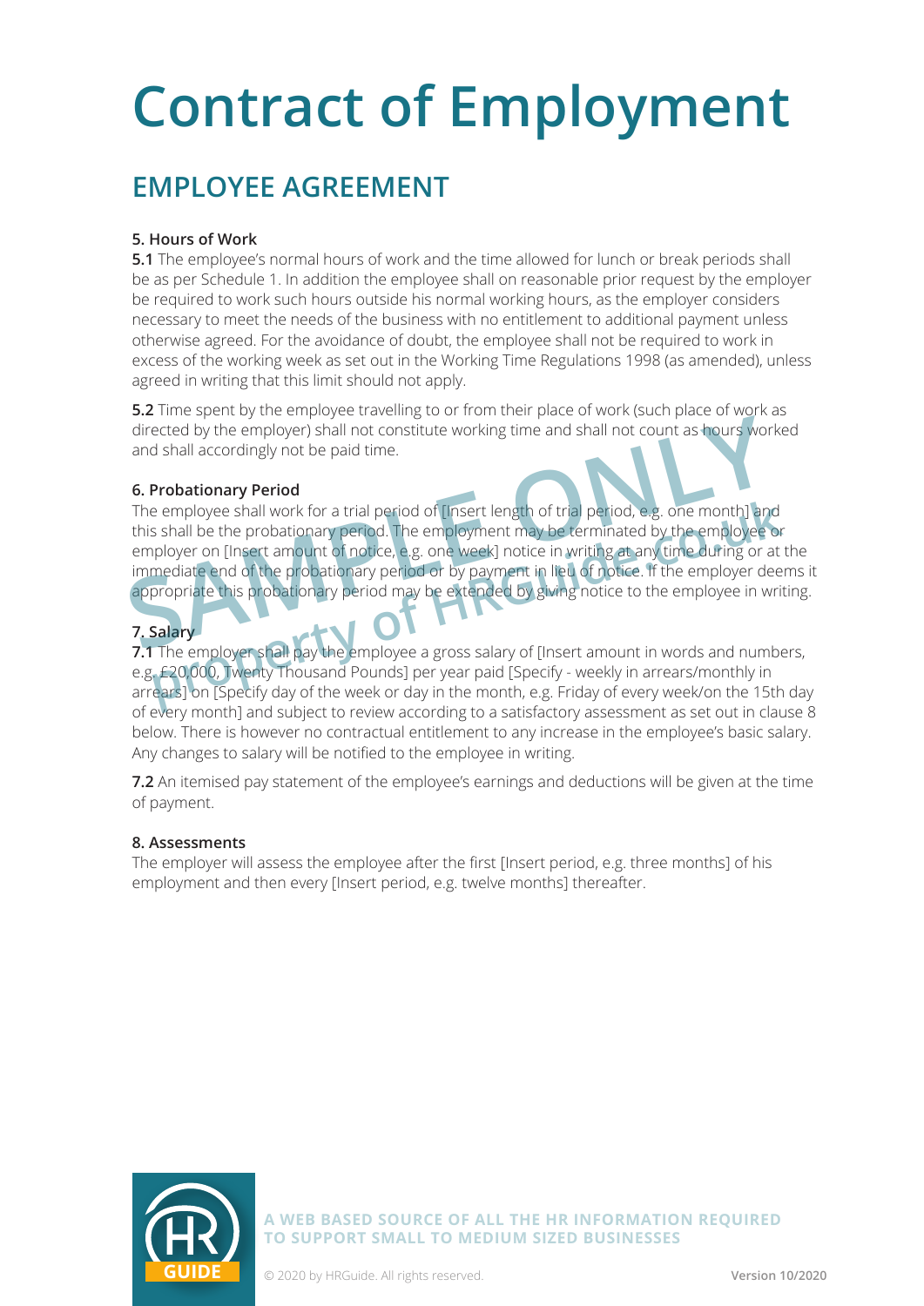# Contract of Employment

## EMPLOYEE AGREEMENT

### 5. Hours of Work

**5.1** The employee's normal hours of work and the time allowed for lunch or break periods shall be as per Schedule 1. In addition the employee shall on reasonable prior request by the employer be required to work such hours outside his normal working hours, as the employer considers necessary to meet the needs of the business with no entitlement to additional payment unless otherwise agreed. For the avoidance of doubt, the employee shall not be required to work in excess of the working week as set out in the Working Time Regulations 1998 (as amended), unless agreed in writing that this limit should not apply.

**5.2** Time spent by the employee travelling to or from their place of work (such place of work as directed by the employer) shall not constitute working time and shall not count as hours worked and shall accordingly not be paid time.

### 6. Probationary Period

The employee shall work for a trial period of [Insert length of trial period, e.g. one month] and this shall be the probationary period. The employment may be terminated by the employee or employer on [Insert amount of notice, e.g. one week] notice in writing at any time during or at the immediate end of the probationary period or by payment in lieu of notice. If the employer deems it appropriate this probationary period may be extended by giving notice to the employee in writing.

### 7. Salary

**7.1** The employer shall pay the employee a gross salary of [Insert amount in words and numbers, e.g. £20,000, Twenty Thousand Pounds] per year paid [Specify - weekly in arrears/monthly in arrears] on [Specify day of the week or day in the month, e.g. Friday of every week/on the 15th day of every month] and subject to review according to a satisfactory assessment as set out in clause 8 below. There is however no contractual entitlement to any increase in the employee's basic salary. Any changes to salary will be notified to the employee in writing.

**7.2** An itemised pay statement of the employee's earnings and deductions will be given at the time of payment.

### 8. Assessments

The employer will assess the employee after the first [Insert period, e.g. three months] of his employment and then every [Insert period, e.g. twelve months] thereafter.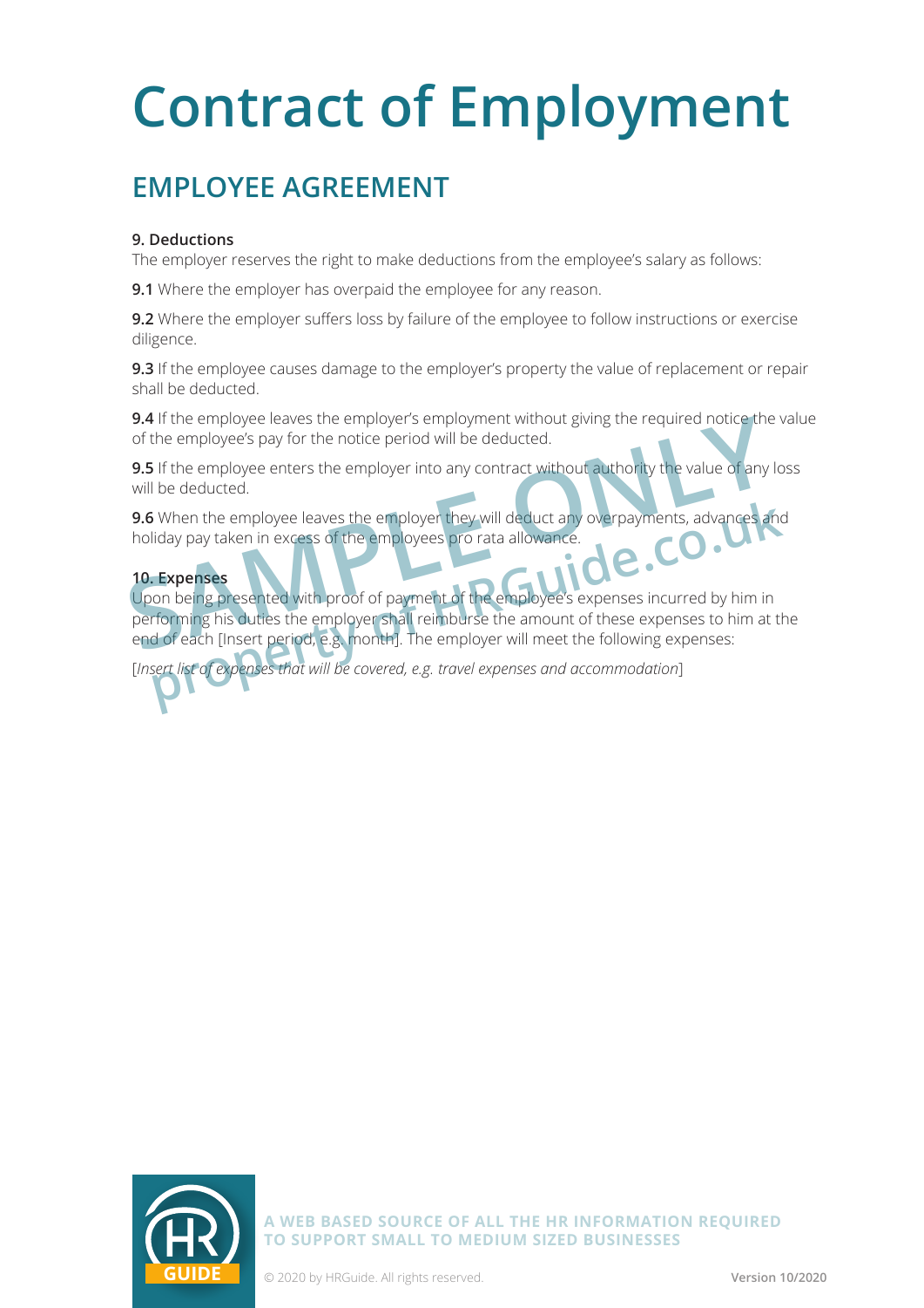# Contract of Employment

## EMPLOYEE AGREEMENT

**9. Deductions**

The employer reserves the right to make deductions from the employee's salary as follows:

**9.1** Where the employer has overpaid the employee for any reason.

**9.2** Where the employer suffers loss by failure of the employee to follow instructions or exercise diligence.

**9.3** If the employee causes damage to the employer's property the value of replacement or repair shall be deducted.

**9.4** If the employee leaves the employer's employment without giving the required notice the value of the employee's pay for the notice period will be deducted.

**9.5** If the employee enters the employer into any contract without authority the value of any loss will be deducted.

**9.6** When the employee leaves the employer they will deduct any overpayments, advances and holiday pay taken in excess of the employees pro rata allowance.

**10. Expenses**

Upon being presented with proof of payment of the employee's expenses incurred by him in performing his duties the employer shall reimburse the amount of these expenses to him at the end of each [Insert period, e.g. month]. The employer will meet the following expenses:

[*Insert list of expenses that will be covered, e.g. travel expenses and accommodation*]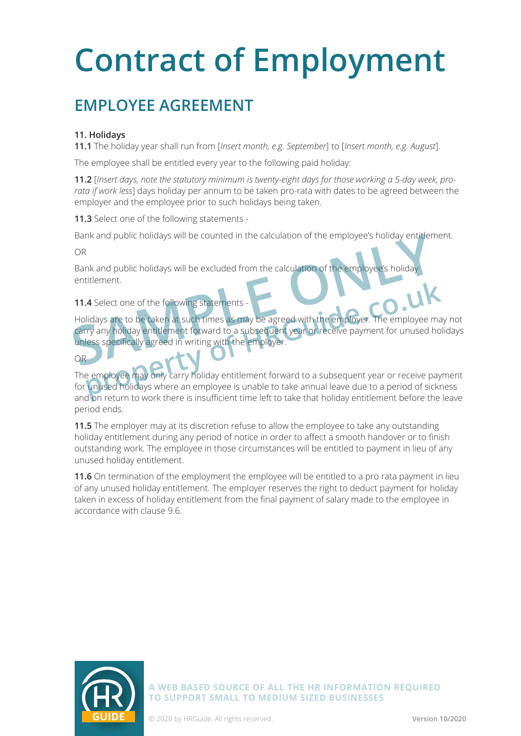# Contract of Employment

## EMPLOYEE AGREEMENT

**11. Holidays**

**11.1** The holiday year shall run from [*Insert month, e.g. September*] to [*Insert month, e.g. August*].

The employee shall be entitled every year to the following paid holiday:

**11.2** [*Insert days, note the statutory minimum is twenty-eight days for those working a 5-day week, pro-rata if work less*] days holiday per annum to be taken pro-rata with dates to be agreed between the employer and the employee prior to such holidays being taken.

**11.3** Select one of the following statements -

Bank and public holidays will be counted in the calculation of the employee's holiday entitlement.

OR

Bank and public holidays will be excluded from the calculation of the employee's holiday entitlement.

**11.4** Select one of the following statements -

Holidays are to be taken at such times as may be agreed with the employer. The employee may not carry any holiday entitlement forward to a subsequent year or receive payment for unused holidays unless specifically agreed in writing with the employer.

OR

The employee may only carry holiday entitlement forward to a subsequent year or receive payment for unused holidays where an employee is unable to take annual leave due to a period of sickness and on return to work there is insufficient time left to take that holiday entitlement before the leave period ends.

**11.5** The employer may at its discretion refuse to allow the employee to take any outstanding holiday entitlement during any period of notice in order to affect a smooth handover or to finish outstanding work. The employee in those circumstances will be entitled to payment in lieu of any unused holiday entitlement.

**11.6** On termination of the employment the employee will be entitled to a pro rata payment in lieu of any unused holiday entitlement. The employer reserves the right to deduct payment for holiday taken in excess of holiday entitlement from the final payment of salary made to the employee in accordance with clause 9.6.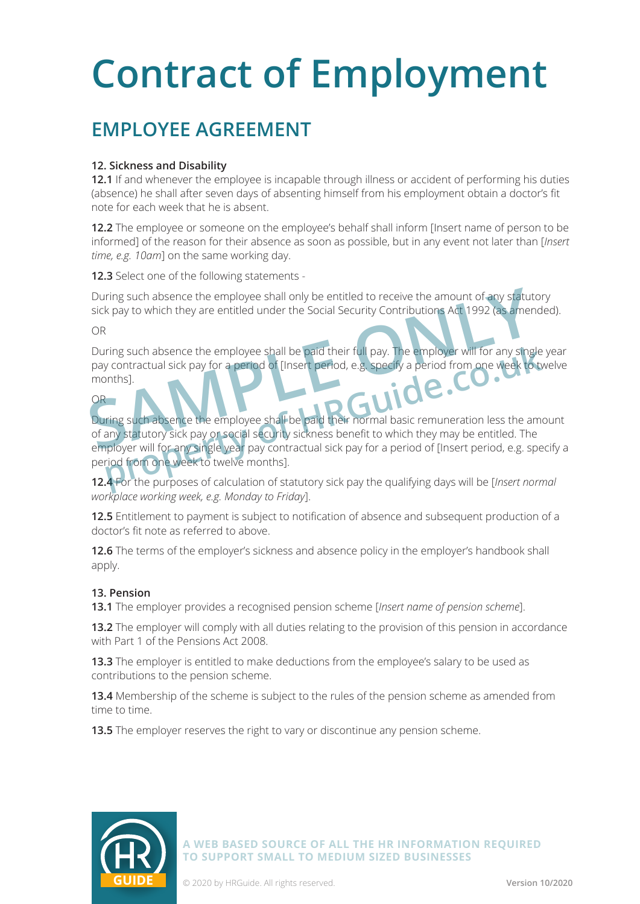# Contract of Employment

## EMPLOYEE AGREEMENT

**12. Sickness and Disability**

**12.1** If and whenever the employee is incapable through illness or accident of performing his duties (absence) he shall after seven days of absenting himself from his employment obtain a doctor's fit note for each week that he is absent.

**12.2** The employee or someone on the employee's behalf shall inform [Insert name of person to be informed] of the reason for their absence as soon as possible, but in any event not later than [*Insert time, e.g. 10am*] on the same working day.

**12.3** Select one of the following statements -

During such absence the employee shall only be entitled to receive the amount of any statutory sick pay to which they are entitled under the Social Security Contributions Act 1992 (as amended).

OR

During such absence the employee shall be paid their full pay. The employer will for any single year pay contractual sick pay for a period of [Insert period, e.g. specify a period from one week to twelve months].

OR

During such absence the employee shall be paid their normal basic remuneration less the amount of any statutory sick pay or social security sickness benefit to which they may be entitled. The employer will for any single year pay contractual sick pay for a period of [Insert period, e.g. specify a period from one week to twelve months].

**12.4** For the purposes of calculation of statutory sick pay the qualifying days will be [*Insert normal workplace working week, e.g. Monday to Friday*].

**12.5** Entitlement to payment is subject to notification of absence and subsequent production of a doctor's fit note as referred to above.

**12.6** The terms of the employer's sickness and absence policy in the employer's handbook shall apply.

**13. Pension**

**13.1** The employer provides a recognised pension scheme [*Insert name of pension scheme*].

**13.2** The employer will comply with all duties relating to the provision of this pension in accordance with Part 1 of the Pensions Act 2008.

**13.3** The employer is entitled to make deductions from the employee's salary to be used as contributions to the pension scheme.

**13.4** Membership of the scheme is subject to the rules of the pension scheme as amended from time to time.

**13.5** The employer reserves the right to vary or discontinue any pension scheme.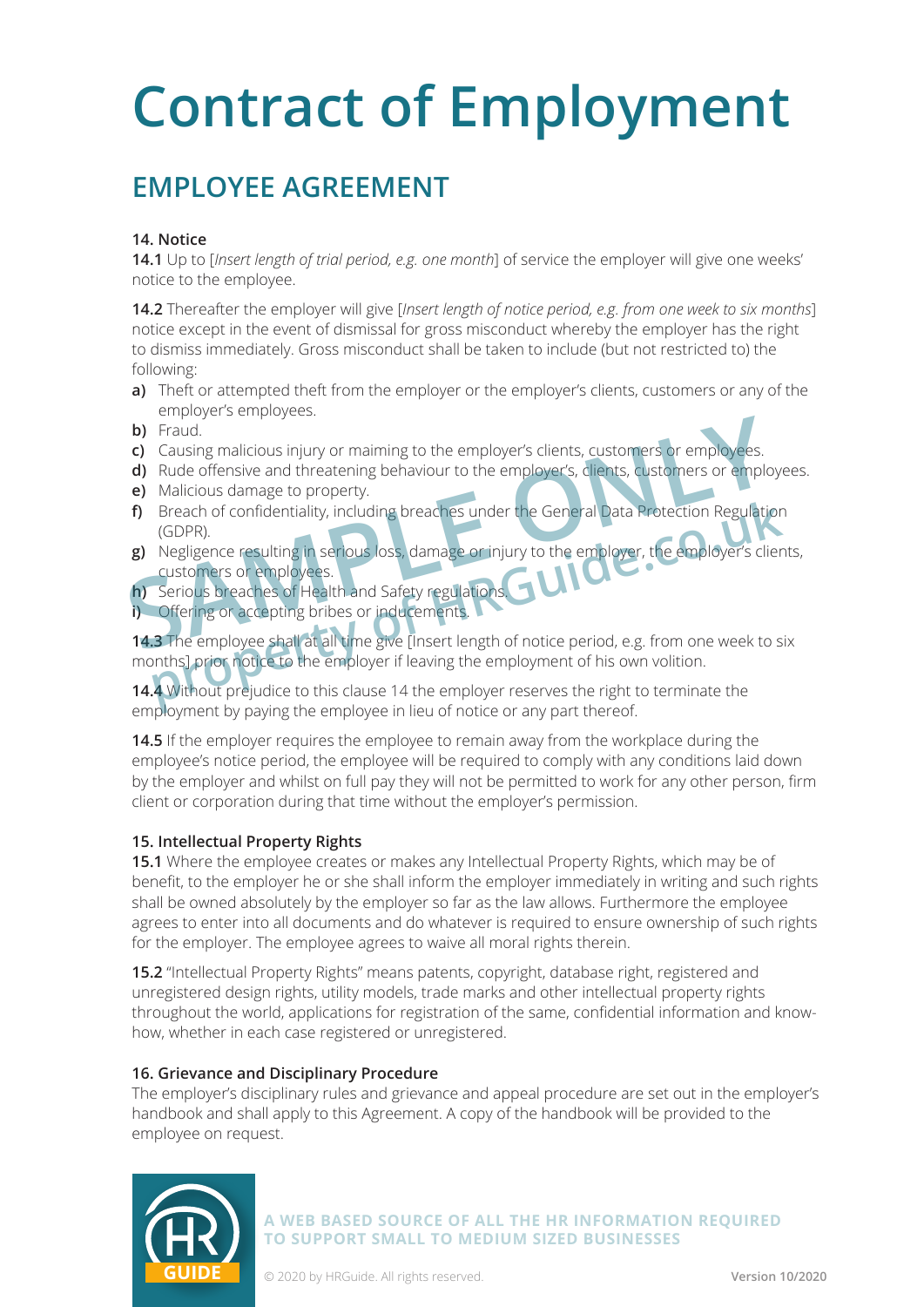# Contract of Employment

## EMPLOYEE AGREEMENT

### 14. Notice

**14.1** Up to [*Insert length of trial period, e.g. one month*] of service the employer will give one weeks' notice to the employee.

**14.2** Thereafter the employer will give [*Insert length of notice period, e.g. from one week to six months*] notice except in the event of dismissal for gross misconduct whereby the employer has the right to dismiss immediately. Gross misconduct shall be taken to include (but not restricted to) the following:

- **a)** Theft or attempted theft from the employer or the employer's clients, customers or any of the employer's employees.
- **b)** Fraud.
- **c)** Causing malicious injury or maiming to the employer's clients, customers or employees.
- **d)** Rude offensive and threatening behaviour to the employer's, clients, customers or employees.
- **e)** Malicious damage to property.
- **f)** Breach of confidentiality, including breaches under the General Data Protection Regulation (GDPR).
- **g)** Negligence resulting in serious loss, damage or injury to the employer, the employer's clients, customers or employees.
- **h)** Serious breaches of Health and Safety regulations.
- **i)** Offering or accepting bribes or inducements.

**14.3** The employee shall at all time give [Insert length of notice period, e.g. from one week to six months] prior notice to the employer if leaving the employment of his own volition.

**14.4** Without prejudice to this clause 14 the employer reserves the right to terminate the employment by paying the employee in lieu of notice or any part thereof.

**14.5** If the employer requires the employee to remain away from the workplace during the employee's notice period, the employee will be required to comply with any conditions laid down by the employer and whilst on full pay they will not be permitted to work for any other person, firm client or corporation during that time without the employer's permission.

### 15. Intellectual Property Rights

**15.1** Where the employee creates or makes any Intellectual Property Rights, which may be of benefit, to the employer he or she shall inform the employer immediately in writing and such rights shall be owned absolutely by the employer so far as the law allows. Furthermore the employee agrees to enter into all documents and do whatever is required to ensure ownership of such rights for the employer. The employee agrees to waive all moral rights therein.

**15.2** "Intellectual Property Rights" means patents, copyright, database right, registered and unregistered design rights, utility models, trade marks and other intellectual property rights throughout the world, applications for registration of the same, confidential information and know-how, whether in each case registered or unregistered.

### 16. Grievance and Disciplinary Procedure

The employer's disciplinary rules and grievance and appeal procedure are set out in the employer's handbook and shall apply to this Agreement. A copy of the handbook will be provided to the employee on request.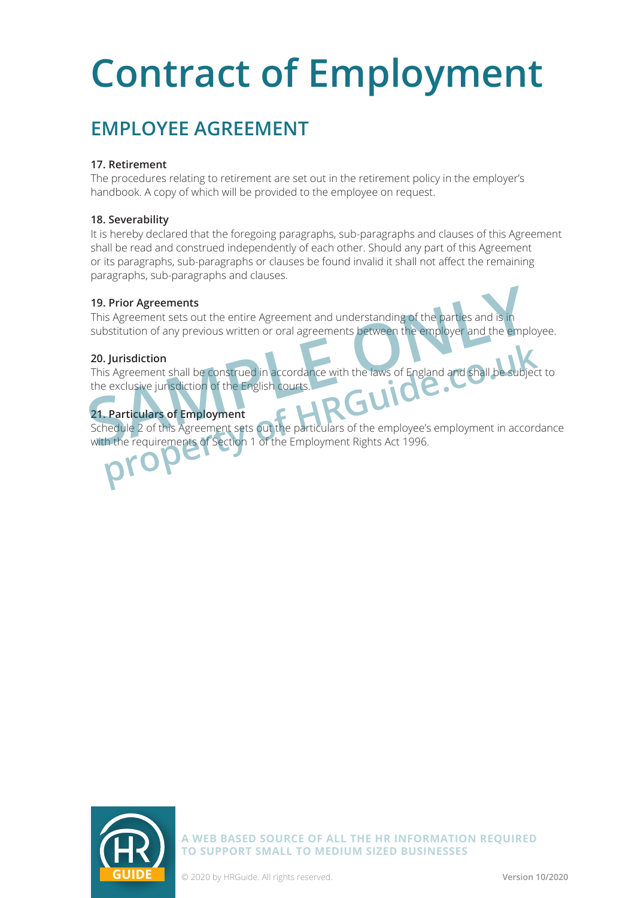# Contract of Employment

## EMPLOYEE AGREEMENT

**17. Retirement**

The procedures relating to retirement are set out in the retirement policy in the employer's handbook. A copy of which will be provided to the employee on request.

**18. Severability**

It is hereby declared that the foregoing paragraphs, sub-paragraphs and clauses of this Agreement shall be read and construed independently of each other. Should any part of this Agreement or its paragraphs, sub-paragraphs or clauses be found invalid it shall not affect the remaining paragraphs, sub-paragraphs and clauses.

**19. Prior Agreements**

This Agreement sets out the entire Agreement and understanding of the parties and is in substitution of any previous written or oral agreements between the employer and the employee.

**20. Jurisdiction**

This Agreement shall be construed in accordance with the laws of England and shall be subject to the exclusive jurisdiction of the English courts.

**21. Particulars of Employment**

Schedule 2 of this Agreement sets out the particulars of the employee's employment in accordance with the requirements of Section 1 of the Employment Rights Act 1996.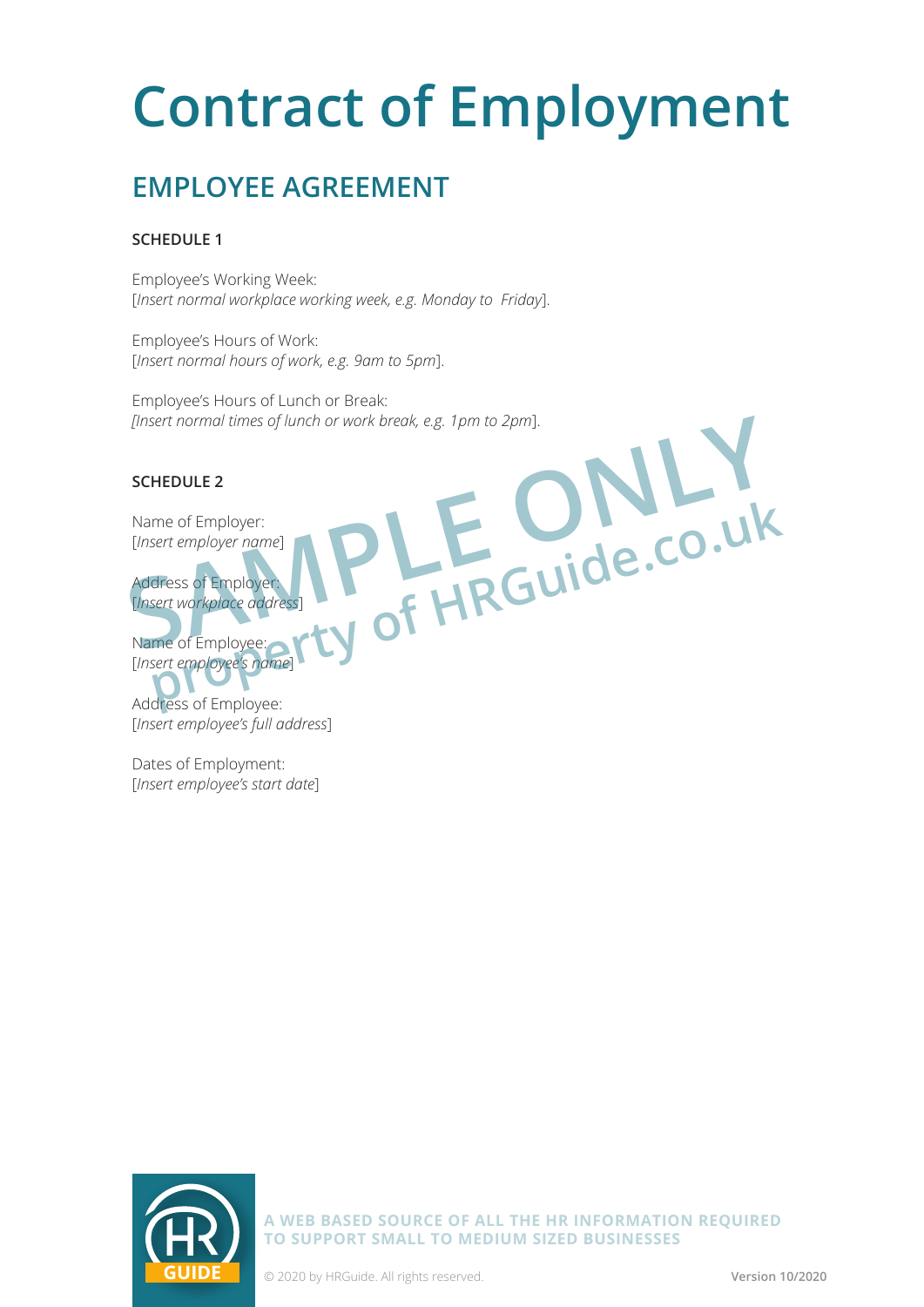# Contract of Employment

## EMPLOYEE AGREEMENT

**SCHEDULE 1**

Employee's Working Week:
[*Insert normal workplace working week, e.g. Monday to Friday*].

Employee's Hours of Work:
[*Insert normal hours of work, e.g. 9am to 5pm*].

Employee's Hours of Lunch or Break:
*[Insert normal times of lunch or work break, e.g. 1pm to 2pm*].

**SCHEDULE 2**

Name of Employer:
[*Insert employer name*]

Address of Employer:
[*Insert workplace address*]

Name of Employee:
[*Insert employee's name*]

Address of Employee:
[*Insert employee's full address*]

Dates of Employment:
[*Insert employee's start date*]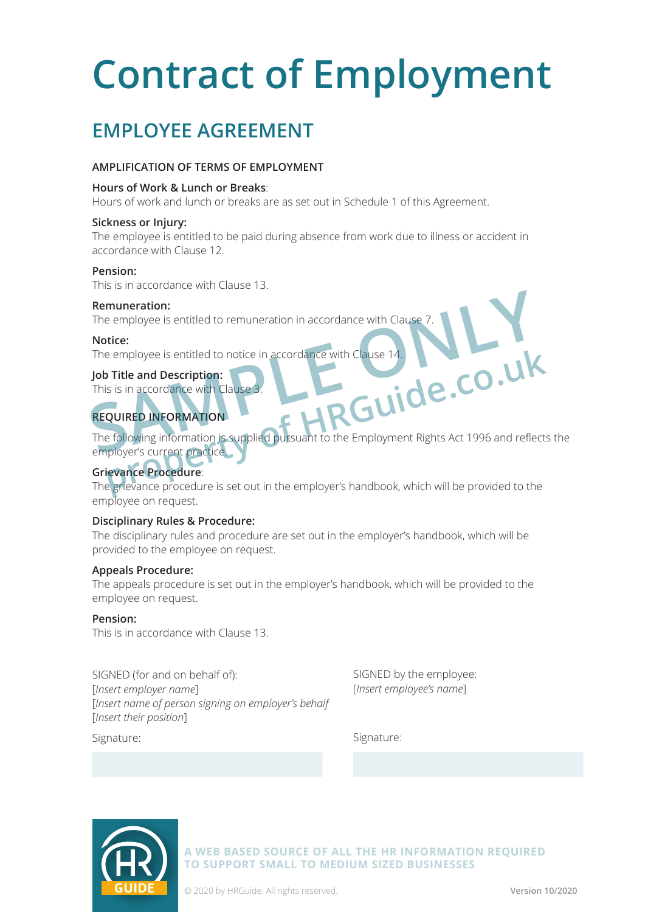# Contract of Employment

## EMPLOYEE AGREEMENT

### AMPLIFICATION OF TERMS OF EMPLOYMENT

**Hours of Work & Lunch or Breaks**:
Hours of work and lunch or breaks are as set out in Schedule 1 of this Agreement.

**Sickness or Injury:**
The employee is entitled to be paid during absence from work due to illness or accident in accordance with Clause 12.

**Pension:**
This is in accordance with Clause 13.

**Remuneration:**
The employee is entitled to remuneration in accordance with Clause 7.

**Notice:**
The employee is entitled to notice in accordance with Clause 14.

**Job Title and Description:**
This is in accordance with Clause 3.

### REQUIRED INFORMATION

The following information is supplied pursuant to the Employment Rights Act 1996 and reflects the employer's current practice.

**Grievance Procedure**:
The grievance procedure is set out in the employer's handbook, which will be provided to the employee on request.

**Disciplinary Rules & Procedure:**
The disciplinary rules and procedure are set out in the employer's handbook, which will be provided to the employee on request.

**Appeals Procedure:**
The appeals procedure is set out in the employer's handbook, which will be provided to the employee on request.

**Pension:**
This is in accordance with Clause 13.

SIGNED (for and on behalf of):
[*Insert employer name*]
[*Insert name of person signing on employer's behalf*
[*Insert their position*]

Signature:

SIGNED by the employee:
[*Insert employee's name*]

Signature:

A WEB BASED SOURCE OF ALL THE HR INFORMATION REQUIRED TO SUPPORT SMALL TO MEDIUM SIZED BUSINESSES

© 2020 by HRGuide. All rights reserved.

Version 10/2020